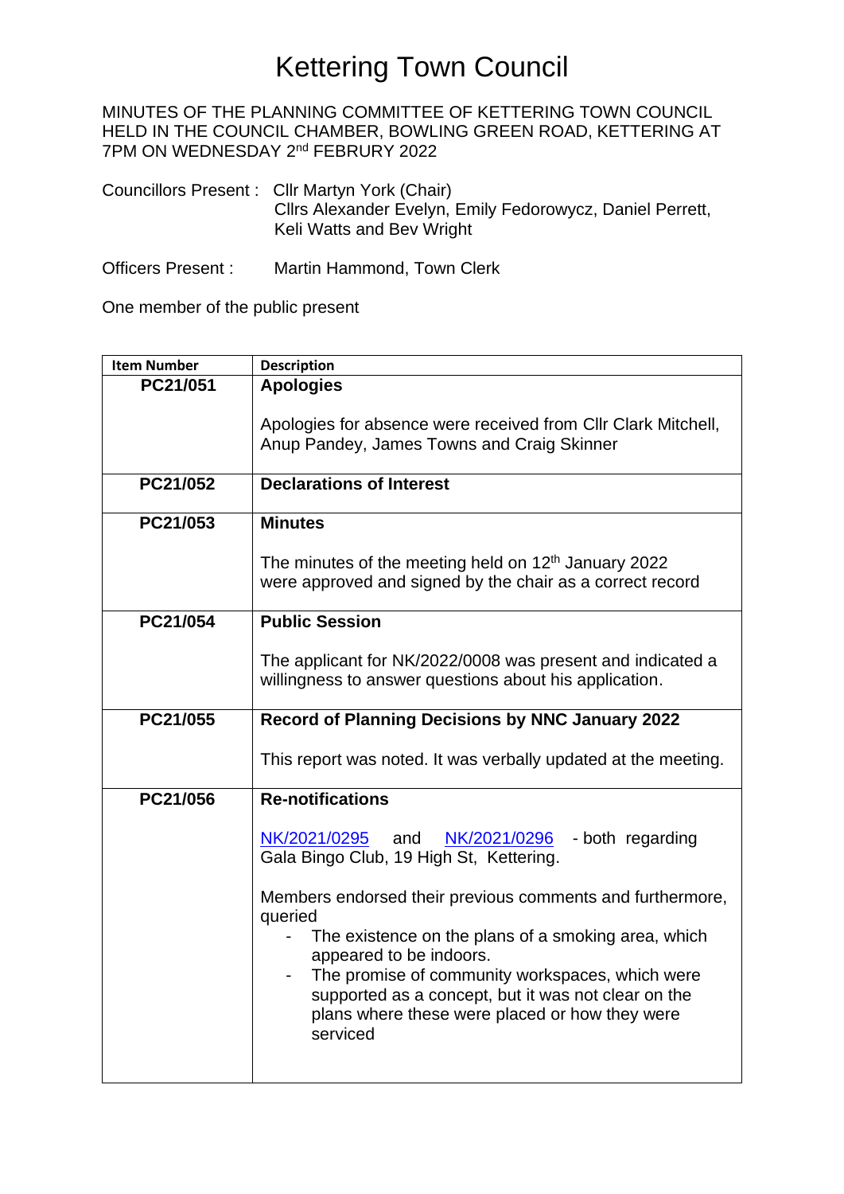# Kettering Town Council

MINUTES OF THE PLANNING COMMITTEE OF KETTERING TOWN COUNCIL HELD IN THE COUNCIL CHAMBER, BOWLING GREEN ROAD, KETTERING AT 7PM ON WEDNESDAY 2nd FEBRURY 2022

Councillors Present : Cllr Martyn York (Chair)
Cllrs Alexander Evelyn, Emily Fedorowycz, Daniel Perrett, Keli Watts and Bev Wright

Officers Present : Martin Hammond, Town Clerk

One member of the public present

| Item Number | Description |
|---|---|
| PC21/051 | **Apologies**<br><br>Apologies for absence were received from Cllr Clark Mitchell, Anup Pandey, James Towns and Craig Skinner |
| PC21/052 | **Declarations of Interest** |
| PC21/053 | **Minutes**<br><br>The minutes of the meeting held on 12th January 2022 were approved and signed by the chair as a correct record |
| PC21/054 | **Public Session**<br><br>The applicant for NK/2022/0008 was present and indicated a willingness to answer questions about his application. |
| PC21/055 | **Record of Planning Decisions by NNC January 2022**<br><br>This report was noted. It was verbally updated at the meeting. |
| PC21/056 | **Re-notifications**<br><br>NK/2021/0295 and NK/2021/0296 - both regarding Gala Bingo Club, 19 High St, Kettering.<br><br>Members endorsed their previous comments and furthermore, queried<br>- The existence on the plans of a smoking area, which appeared to be indoors.<br>- The promise of community workspaces, which were supported as a concept, but it was not clear on the plans where these were placed or how they were serviced |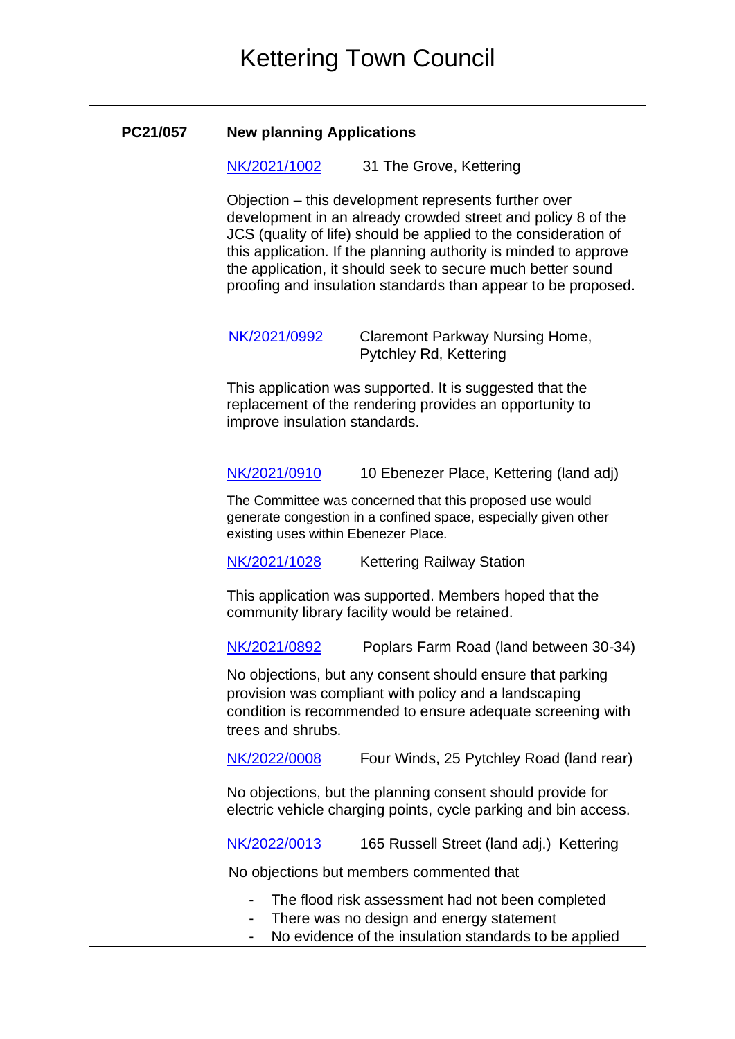# Kettering Town Council

| | |
|---|---|
| **PC21/057** | **New planning Applications**<br><br>NK/2021/1002 31 The Grove, Kettering<br><br>Objection – this development represents further over development in an already crowded street and policy 8 of the JCS (quality of life) should be applied to the consideration of this application. If the planning authority is minded to approve the application, it should seek to secure much better sound proofing and insulation standards than appear to be proposed.<br><br>NK/2021/0992 Claremont Parkway Nursing Home, Pytchley Rd, Kettering<br><br>This application was supported. It is suggested that the replacement of the rendering provides an opportunity to improve insulation standards.<br><br>NK/2021/0910 10 Ebenezer Place, Kettering (land adj)<br><br>The Committee was concerned that this proposed use would generate congestion in a confined space, especially given other existing uses within Ebenezer Place.<br><br>NK/2021/1028 Kettering Railway Station<br><br>This application was supported. Members hoped that the community library facility would be retained.<br><br>NK/2021/0892 Poplars Farm Road (land between 30-34)<br><br>No objections, but any consent should ensure that parking provision was compliant with policy and a landscaping condition is recommended to ensure adequate screening with trees and shrubs.<br><br>NK/2022/0008 Four Winds, 25 Pytchley Road (land rear)<br><br>No objections, but the planning consent should provide for electric vehicle charging points, cycle parking and bin access.<br><br>NK/2022/0013 165 Russell Street (land adj.) Kettering<br><br>No objections but members commented that<br><br>- The flood risk assessment had not been completed<br>- There was no design and energy statement<br>- No evidence of the insulation standards to be applied |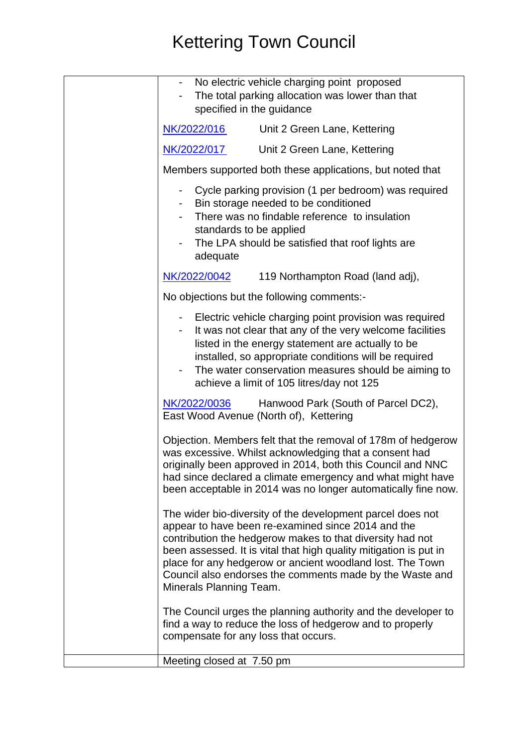# Kettering Town Council

| | |
|---|---|
| | - No electric vehicle charging point proposed<br>- The total parking allocation was lower than that specified in the guidance<br><br>NK/2022/016 Unit 2 Green Lane, Kettering<br><br>NK/2022/017 Unit 2 Green Lane, Kettering<br><br>Members supported both these applications, but noted that<br><br>- Cycle parking provision (1 per bedroom) was required<br>- Bin storage needed to be conditioned<br>- There was no findable reference to insulation standards to be applied<br>- The LPA should be satisfied that roof lights are adequate<br><br>NK/2022/0042 119 Northampton Road (land adj),<br><br>No objections but the following comments:-<br><br>- Electric vehicle charging point provision was required<br>- It was not clear that any of the very welcome facilities listed in the energy statement are actually to be installed, so appropriate conditions will be required<br>- The water conservation measures should be aiming to achieve a limit of 105 litres/day not 125<br><br>NK/2022/0036 Hanwood Park (South of Parcel DC2), East Wood Avenue (North of), Kettering<br><br>Objection. Members felt that the removal of 178m of hedgerow was excessive. Whilst acknowledging that a consent had originally been approved in 2014, both this Council and NNC had since declared a climate emergency and what might have been acceptable in 2014 was no longer automatically fine now.<br><br>The wider bio-diversity of the development parcel does not appear to have been re-examined since 2014 and the contribution the hedgerow makes to that diversity had not been assessed. It is vital that high quality mitigation is put in place for any hedgerow or ancient woodland lost. The Town Council also endorses the comments made by the Waste and Minerals Planning Team.<br><br>The Council urges the planning authority and the developer to find a way to reduce the loss of hedgerow and to properly compensate for any loss that occurs. |
| | Meeting closed at 7.50 pm |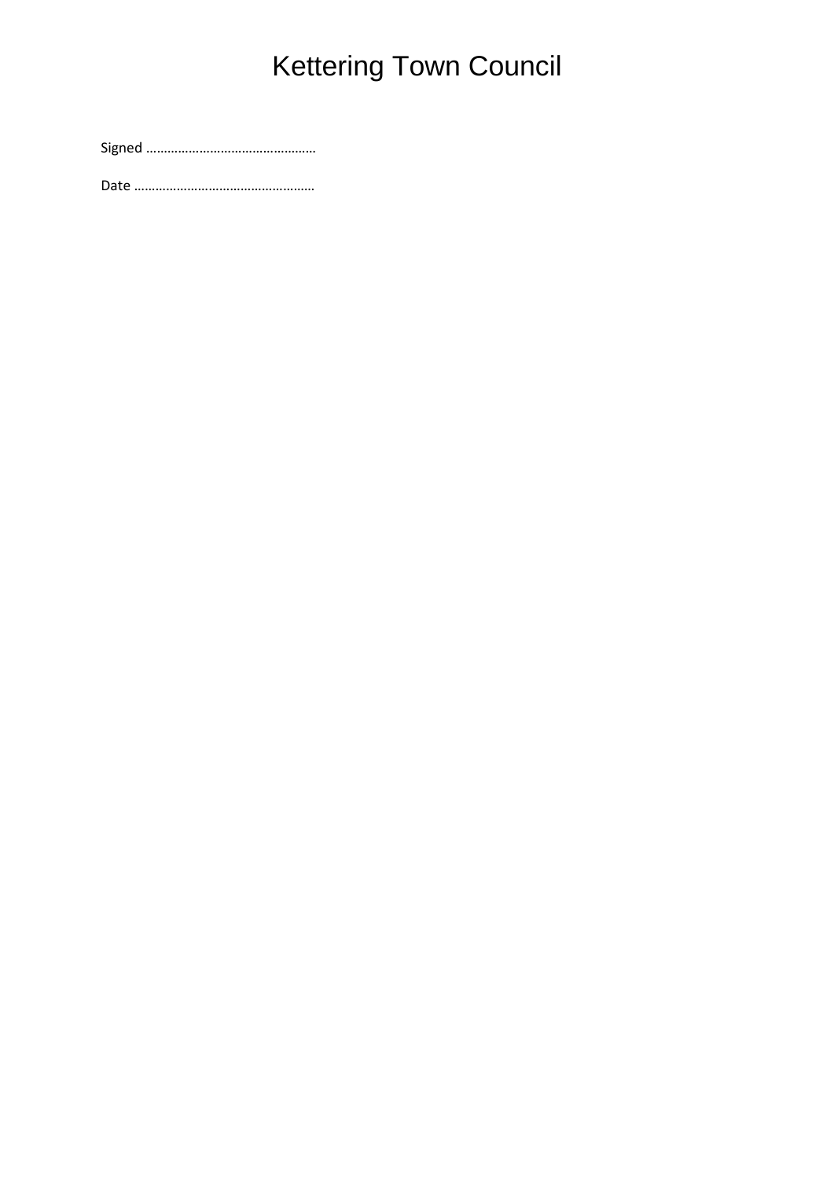Signed …………………………………………

Date ……………………………………………